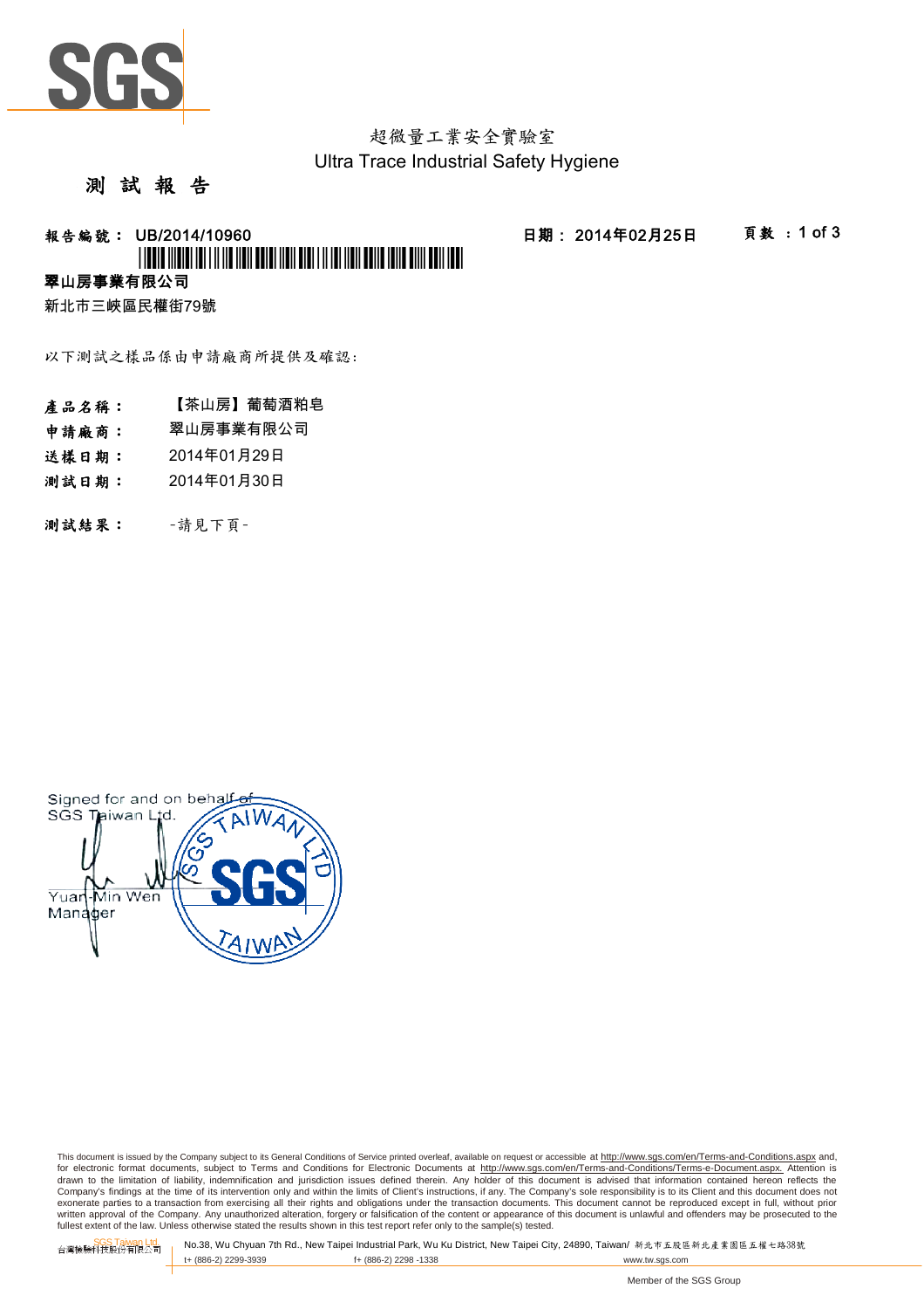超微量工業安全實驗室
Ultra Trace Industrial Safety Hygiene

# 測 試 報 告

**報告編號： UB/2014/10960**　　**日期： 2014年02月25日**

**翠山房事業有限公司**
新北市三峽區民權街79號

以下測試之樣品係由申請廠商所提供及確認:

**產品名稱：** 【茶山房】葡萄酒粕皂
**申請廠商：** 翠山房事業有限公司
**送樣日期：** 2014年01月29日
**測試日期：** 2014年01月30日

**測試結果：** -請見下頁-

Signed for and on behalf of
SGS Taiwan Ltd.
Yuan-Min Wen
Manager

This document is issued by the Company subject to its General Conditions of Service printed overleaf, available on request or accessible at http://www.sgs.com/en/Terms-and-Conditions.aspx and, for electronic format documents, subject to Terms and Conditions for Electronic Documents at http://www.sgs.com/en/Terms-and-Conditions/Terms-e-Document.aspx. Attention is drawn to the limitation of liability, indemnification and jurisdiction issues defined therein. Any holder of this document is advised that information contained hereon reflects the Company's findings at the time of its intervention only and within the limits of Client's instructions, if any. The Company's sole responsibility is to its Client and this document does not exonerate parties to a transaction from exercising all their rights and obligations under the transaction documents. This document cannot be reproduced except in full, without prior written approval of the Company. Any unauthorized alteration, forgery or falsification of the content or appearance of this document is unlawful and offenders may be prosecuted to the fullest extent of the law. Unless otherwise stated the results shown in this test report refer only to the sample(s) tested.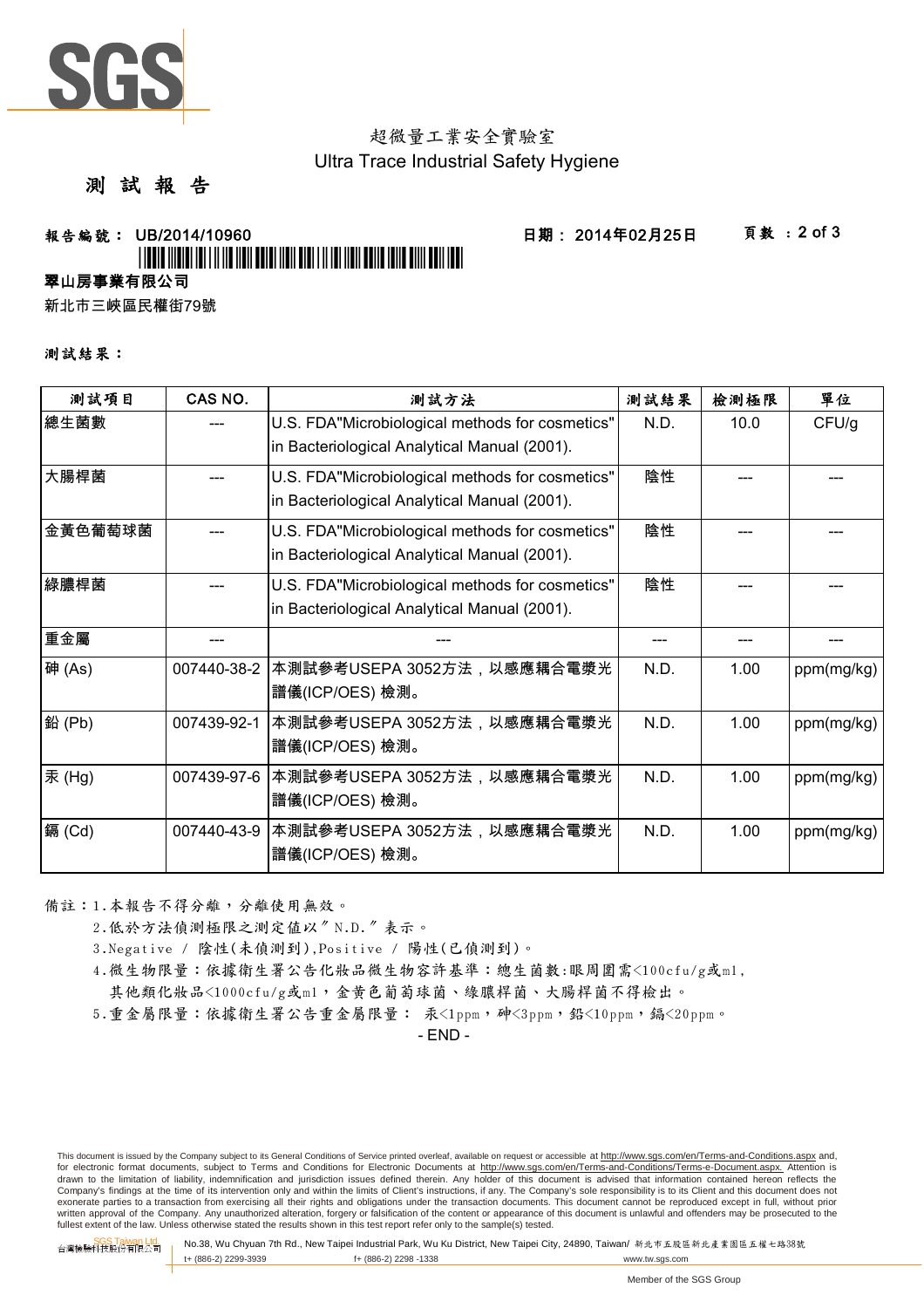超微量工業安全實驗室
Ultra Trace Industrial Safety Hygiene

# 測 試 報 告

**報告編號： UB/2014/10960** **日期： 2014年02月25日**

**翠山房事業有限公司**

新北市三峽區民權街79號

**測試結果：**

| 測試項目 | CAS NO. | 測試方法 | 測試結果 | 檢測極限 | 單位 |
|---|---|---|---|---|---|
| 總生菌數 | --- | U.S. FDA"Microbiological methods for cosmetics" in Bacteriological Analytical Manual (2001). | N.D. | 10.0 | CFU/g |
| 大腸桿菌 | --- | U.S. FDA"Microbiological methods for cosmetics" in Bacteriological Analytical Manual (2001). | 陰性 | --- | --- |
| 金黃色葡萄球菌 | --- | U.S. FDA"Microbiological methods for cosmetics" in Bacteriological Analytical Manual (2001). | 陰性 | --- | --- |
| 綠膿桿菌 | --- | U.S. FDA"Microbiological methods for cosmetics" in Bacteriological Analytical Manual (2001). | 陰性 | --- | --- |
| 重金屬 | --- | --- | --- | --- | --- |
| 砷 (As) | 007440-38-2 | 本測試參考USEPA 3052方法，以感應耦合電漿光譜儀(ICP/OES) 檢測。 | N.D. | 1.00 | ppm(mg/kg) |
| 鉛 (Pb) | 007439-92-1 | 本測試參考USEPA 3052方法，以感應耦合電漿光譜儀(ICP/OES) 檢測。 | N.D. | 1.00 | ppm(mg/kg) |
| 汞 (Hg) | 007439-97-6 | 本測試參考USEPA 3052方法，以感應耦合電漿光譜儀(ICP/OES) 檢測。 | N.D. | 1.00 | ppm(mg/kg) |
| 鎘 (Cd) | 007440-43-9 | 本測試參考USEPA 3052方法，以感應耦合電漿光譜儀(ICP/OES) 檢測。 | N.D. | 1.00 | ppm(mg/kg) |

備註：1.本報告不得分離，分離使用無效。

2.低於方法偵測極限之測定值以〞N.D.〞表示。

3.Negative / 陰性(未偵測到),Positive / 陽性(已偵測到)。

4.微生物限量：依據衛生署公告化妝品微生物容許基準：總生菌數:眼周圍需<100cfu/g或ml，其他類化妝品<1000cfu/g或ml，金黃色葡萄球菌、綠膿桿菌、大腸桿菌不得檢出。

5.重金屬限量：依據衛生署公告重金屬限量： 汞<1ppm，砷<3ppm，鉛<10ppm，鎘<20ppm。

- END -

This document is issued by the Company subject to its General Conditions of Service printed overleaf, available on request or accessible at http://www.sgs.com/en/Terms-and-Conditions.aspx and, for electronic format documents, subject to Terms and Conditions for Electronic Documents at http://www.sgs.com/en/Terms-and-Conditions/Terms-e-Document.aspx. Attention is drawn to the limitation of liability, indemnification and jurisdiction issues defined therein. Any holder of this document is advised that information contained hereon reflects the Company's findings at the time of its intervention only and within the limits of Client's instructions, if any. The Company's sole responsibility is to its Client and this document does not exonerate parties to a transaction from exercising all their rights and obligations under the transaction documents. This document cannot be reproduced except in full, without prior written approval of the Company. Any unauthorized alteration, forgery or falsification of the content or appearance of this document is unlawful and offenders may be prosecuted to the fullest extent of the law. Unless otherwise stated the results shown in this test report refer only to the sample(s) tested.

SGS Taiwan Ltd. 台灣檢驗科技股份有限公司 No.38, Wu Chyuan 7th Rd., New Taipei Industrial Park, Wu Ku District, New Taipei City, 24890, Taiwan/ 新北市五股區新北產業園區五權七路38號
t+ (886-2) 2299-3939 f+ (886-2) 2298 -1338 www.tw.sgs.com

Member of the SGS Group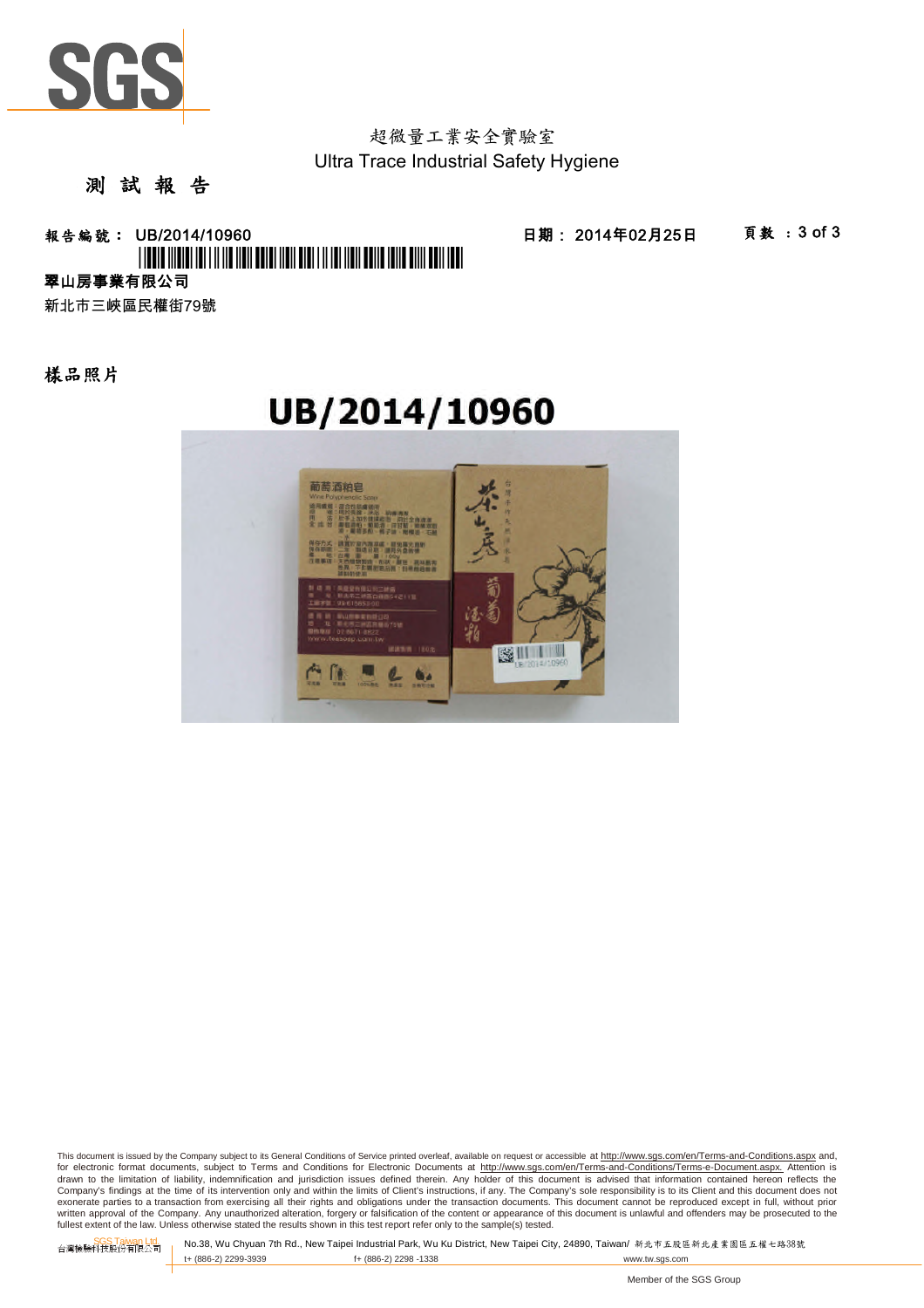超微量工業安全實驗室
Ultra Trace Industrial Safety Hygiene

# 測 試 報 告

**報告編號： UB/2014/10960** **日期： 2014年02月25日**

**翠山房事業有限公司**

新北市三峽區民權街79號

**樣品照片**

**UB/2014/10960**

This document is issued by the Company subject to its General Conditions of Service printed overleaf, available on request or accessible at http://www.sgs.com/en/Terms-and-Conditions.aspx and, for electronic format documents, subject to Terms and Conditions for Electronic Documents at http://www.sgs.com/en/Terms-and-Conditions/Terms-e-Document.aspx. Attention is drawn to the limitation of liability, indemnification and jurisdiction issues defined therein. Any holder of this document is advised that information contained hereon reflects the Company's findings at the time of its intervention only and within the limits of Client's instructions, if any. The Company's sole responsibility is to its Client and this document does not exonerate parties to a transaction from exercising all their rights and obligations under the transaction documents. This document cannot be reproduced except in full, without prior written approval of the Company. Any unauthorized alteration, forgery or falsification of the content or appearance of this document is unlawful and offenders may be prosecuted to the fullest extent of the law. Unless otherwise stated the results shown in this test report refer only to the sample(s) tested.

SGS Taiwan Ltd. 台灣檢驗科技股份有限公司 | No.38, Wu Chyuan 7th Rd., New Taipei Industrial Park, Wu Ku District, New Taipei City, 24890, Taiwan/ 新北市五股區新北產業園區五權七路38號
t+ (886-2) 2299-3939 f+ (886-2) 2298 -1338 www.tw.sgs.com

Member of the SGS Group